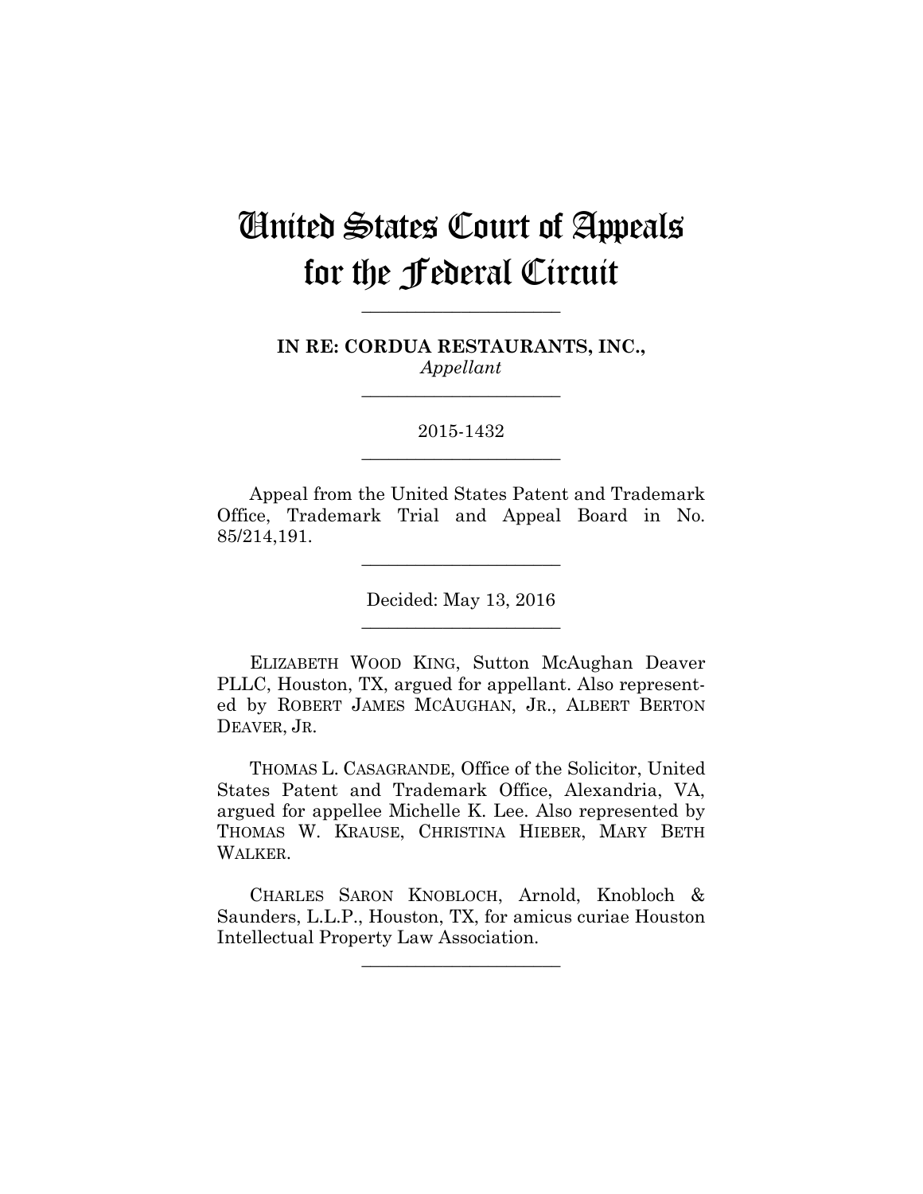# United States Court of Appeals for the Federal Circuit

______________________

**IN RE: CORDUA RESTAURANTS, INC.,**
*Appellant*

______________________

2015-1432

______________________

Appeal from the United States Patent and Trademark Office, Trademark Trial and Appeal Board in No. 85/214,191.

______________________

Decided: May 13, 2016

______________________

ELIZABETH WOOD KING, Sutton McAughan Deaver PLLC, Houston, TX, argued for appellant. Also represented by ROBERT JAMES MCAUGHAN, JR., ALBERT BERTON DEAVER, JR.

THOMAS L. CASAGRANDE, Office of the Solicitor, United States Patent and Trademark Office, Alexandria, VA, argued for appellee Michelle K. Lee. Also represented by THOMAS W. KRAUSE, CHRISTINA HIEBER, MARY BETH WALKER.

CHARLES SARON KNOBLOCH, Arnold, Knobloch & Saunders, L.L.P., Houston, TX, for amicus curiae Houston Intellectual Property Law Association.

______________________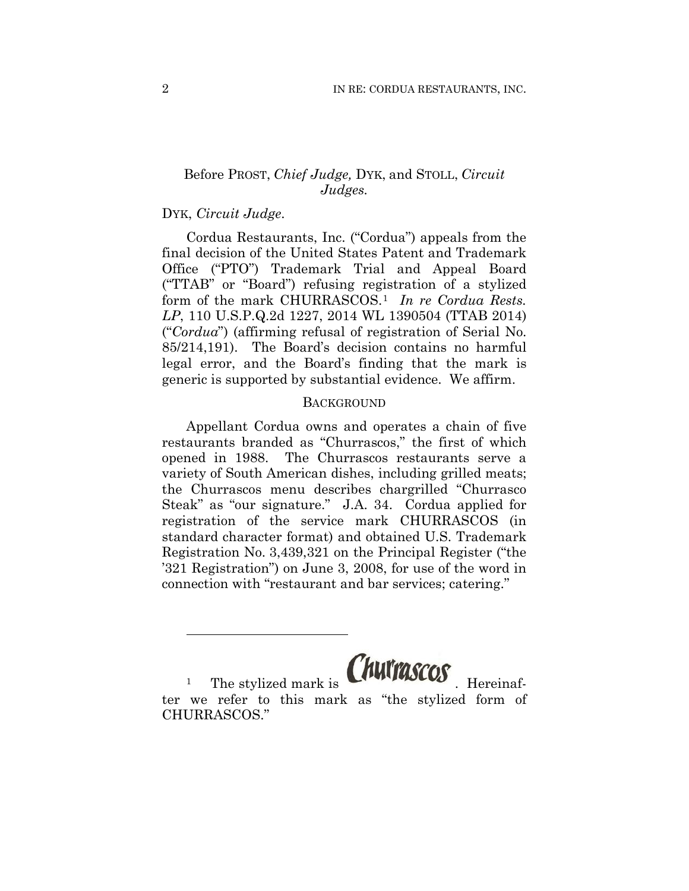Before PROST, *Chief Judge,* DYK, and STOLL, *Circuit Judges.*

DYK, *Circuit Judge*.

Cordua Restaurants, Inc. ("Cordua") appeals from the final decision of the United States Patent and Trademark Office ("PTO") Trademark Trial and Appeal Board ("TTAB" or "Board") refusing registration of a stylized form of the mark CHURRASCOS.[1] *In re Cordua Rests. LP*, 110 U.S.P.Q.2d 1227, 2014 WL 1390504 (TTAB 2014) ("*Cordua*") (affirming refusal of registration of Serial No. 85/214,191). The Board's decision contains no harmful legal error, and the Board's finding that the mark is generic is supported by substantial evidence. We affirm.

## BACKGROUND

Appellant Cordua owns and operates a chain of five restaurants branded as "Churrascos," the first of which opened in 1988. The Churrascos restaurants serve a variety of South American dishes, including grilled meats; the Churrascos menu describes chargrilled "Churrasco Steak" as "our signature." J.A. 34. Cordua applied for registration of the service mark CHURRASCOS (in standard character format) and obtained U.S. Trademark Registration No. 3,439,321 on the Principal Register ("the '321 Registration") on June 3, 2008, for use of the word in connection with "restaurant and bar services; catering."

---

[1] The stylized mark is Churrascos. Hereinafter we refer to this mark as "the stylized form of CHURRASCOS."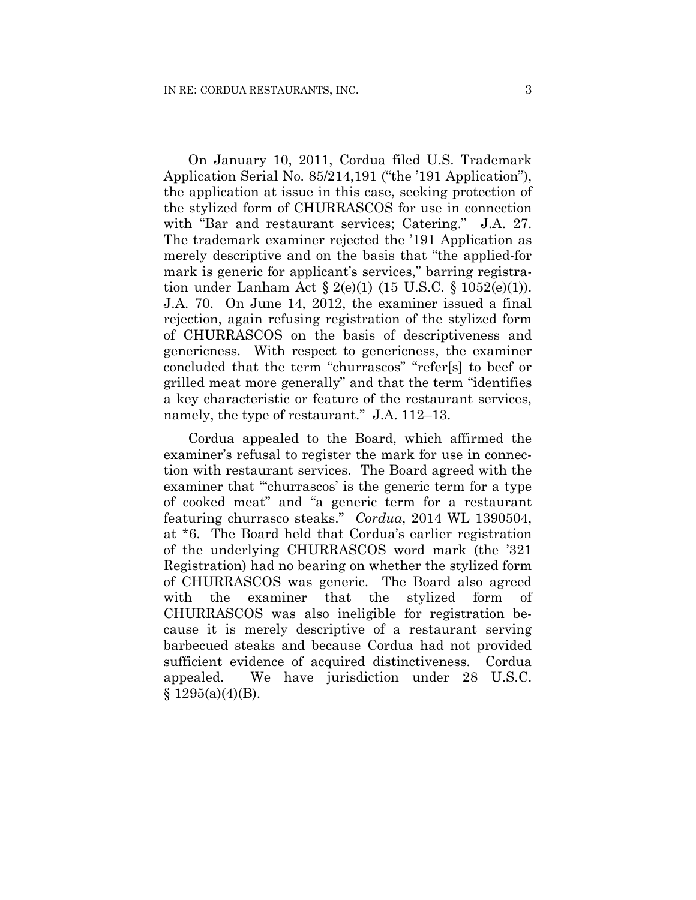On January 10, 2011, Cordua filed U.S. Trademark Application Serial No. 85/214,191 ("the '191 Application"), the application at issue in this case, seeking protection of the stylized form of CHURRASCOS for use in connection with "Bar and restaurant services; Catering." J.A. 27. The trademark examiner rejected the '191 Application as merely descriptive and on the basis that "the applied-for mark is generic for applicant's services," barring registration under Lanham Act § 2(e)(1) (15 U.S.C. § 1052(e)(1)). J.A. 70. On June 14, 2012, the examiner issued a final rejection, again refusing registration of the stylized form of CHURRASCOS on the basis of descriptiveness and genericness. With respect to genericness, the examiner concluded that the term "churrascos" "refer[s] to beef or grilled meat more generally" and that the term "identifies a key characteristic or feature of the restaurant services, namely, the type of restaurant." J.A. 112–13.

Cordua appealed to the Board, which affirmed the examiner's refusal to register the mark for use in connection with restaurant services. The Board agreed with the examiner that "'churrascos' is the generic term for a type of cooked meat" and "a generic term for a restaurant featuring churrasco steaks." *Cordua*, 2014 WL 1390504, at *6. The Board held that Cordua's earlier registration of the underlying CHURRASCOS word mark (the '321 Registration) had no bearing on whether the stylized form of CHURRASCOS was generic. The Board also agreed with the examiner that the stylized form of CHURRASCOS was also ineligible for registration because it is merely descriptive of a restaurant serving barbecued steaks and because Cordua had not provided sufficient evidence of acquired distinctiveness. Cordua appealed. We have jurisdiction under 28 U.S.C. § 1295(a)(4)(B).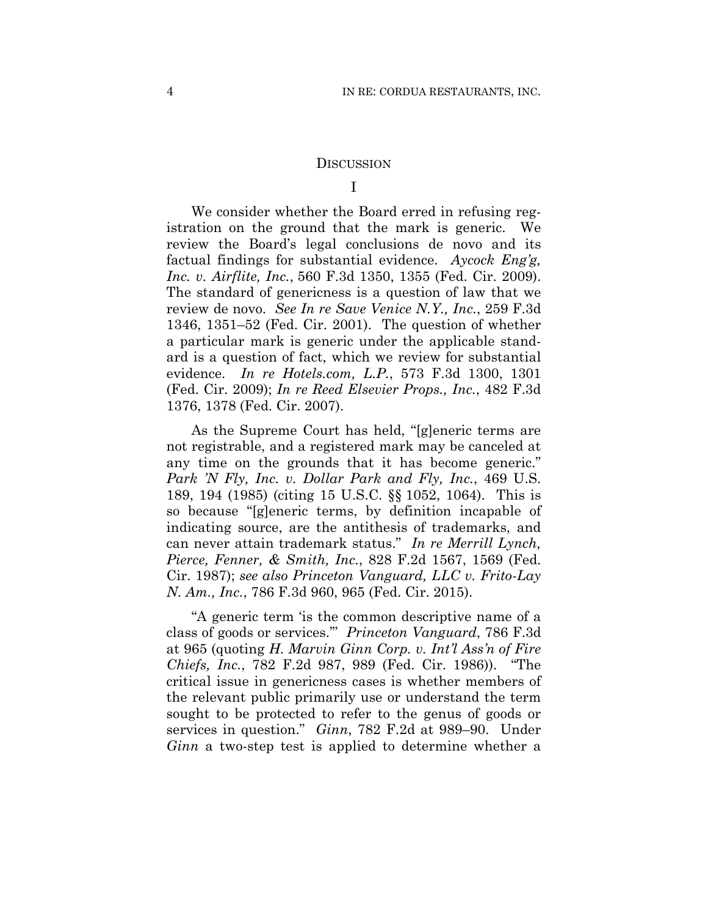## Discussion

### I

We consider whether the Board erred in refusing registration on the ground that the mark is generic. We review the Board's legal conclusions de novo and its factual findings for substantial evidence. *Aycock Eng'g, Inc. v. Airflite, Inc.*, 560 F.3d 1350, 1355 (Fed. Cir. 2009). The standard of genericness is a question of law that we review de novo. *See In re Save Venice N.Y., Inc.*, 259 F.3d 1346, 1351–52 (Fed. Cir. 2001). The question of whether a particular mark is generic under the applicable standard is a question of fact, which we review for substantial evidence. *In re Hotels.com, L.P.*, 573 F.3d 1300, 1301 (Fed. Cir. 2009); *In re Reed Elsevier Props., Inc.*, 482 F.3d 1376, 1378 (Fed. Cir. 2007).

As the Supreme Court has held, "[g]eneric terms are not registrable, and a registered mark may be canceled at any time on the grounds that it has become generic." *Park 'N Fly, Inc. v. Dollar Park and Fly, Inc.*, 469 U.S. 189, 194 (1985) (citing 15 U.S.C. §§ 1052, 1064). This is so because "[g]eneric terms, by definition incapable of indicating source, are the antithesis of trademarks, and can never attain trademark status." *In re Merrill Lynch, Pierce, Fenner, & Smith, Inc.*, 828 F.2d 1567, 1569 (Fed. Cir. 1987); *see also Princeton Vanguard, LLC v. Frito-Lay N. Am., Inc.*, 786 F.3d 960, 965 (Fed. Cir. 2015).

"A generic term 'is the common descriptive name of a class of goods or services.'" *Princeton Vanguard*, 786 F.3d at 965 (quoting *H. Marvin Ginn Corp. v. Int'l Ass'n of Fire Chiefs, Inc.*, 782 F.2d 987, 989 (Fed. Cir. 1986)). "The critical issue in genericness cases is whether members of the relevant public primarily use or understand the term sought to be protected to refer to the genus of goods or services in question." *Ginn*, 782 F.2d at 989–90. Under *Ginn* a two-step test is applied to determine whether a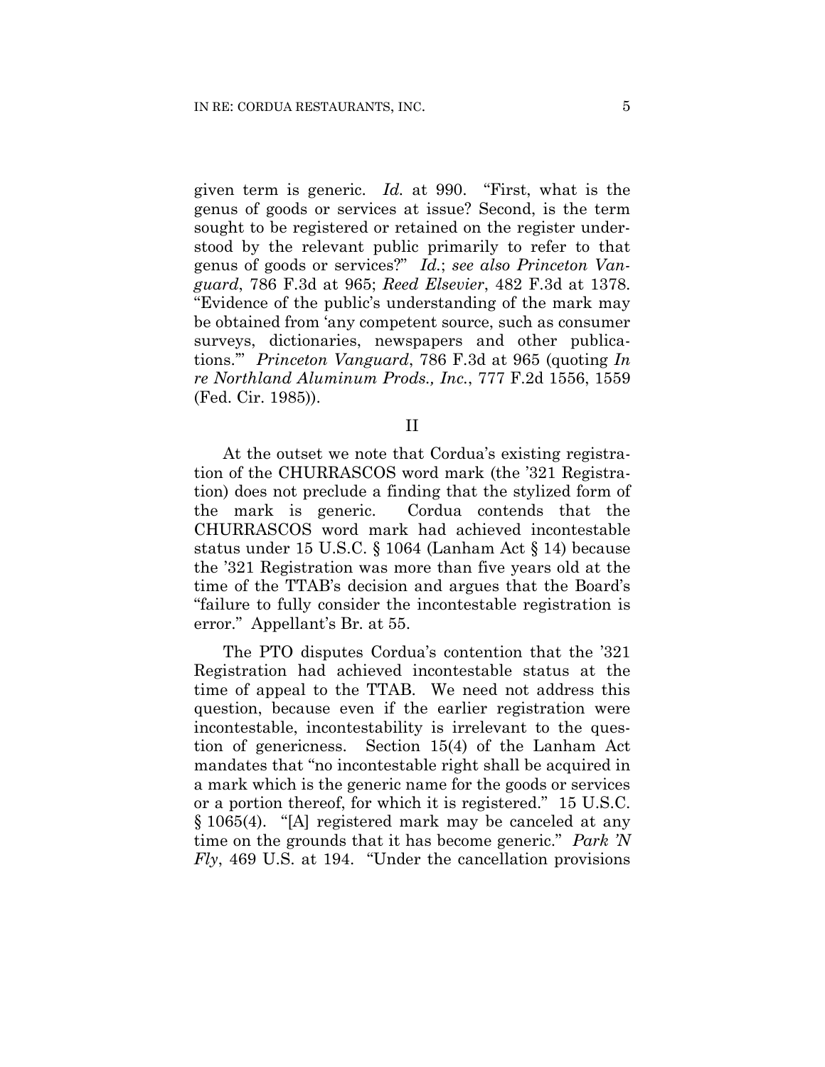given term is generic. *Id.* at 990. "First, what is the genus of goods or services at issue? Second, is the term sought to be registered or retained on the register understood by the relevant public primarily to refer to that genus of goods or services?" *Id.*; *see also Princeton Vanguard*, 786 F.3d at 965; *Reed Elsevier*, 482 F.3d at 1378. "Evidence of the public's understanding of the mark may be obtained from 'any competent source, such as consumer surveys, dictionaries, newspapers and other publications.'" *Princeton Vanguard*, 786 F.3d at 965 (quoting *In re Northland Aluminum Prods., Inc.*, 777 F.2d 1556, 1559 (Fed. Cir. 1985)).

## II

At the outset we note that Cordua's existing registration of the CHURRASCOS word mark (the '321 Registration) does not preclude a finding that the stylized form of the mark is generic. Cordua contends that the CHURRASCOS word mark had achieved incontestable status under 15 U.S.C. § 1064 (Lanham Act § 14) because the '321 Registration was more than five years old at the time of the TTAB's decision and argues that the Board's "failure to fully consider the incontestable registration is error." Appellant's Br. at 55.

The PTO disputes Cordua's contention that the '321 Registration had achieved incontestable status at the time of appeal to the TTAB. We need not address this question, because even if the earlier registration were incontestable, incontestability is irrelevant to the question of genericness. Section 15(4) of the Lanham Act mandates that "no incontestable right shall be acquired in a mark which is the generic name for the goods or services or a portion thereof, for which it is registered." 15 U.S.C. § 1065(4). "[A] registered mark may be canceled at any time on the grounds that it has become generic." *Park 'N Fly*, 469 U.S. at 194. "Under the cancellation provisions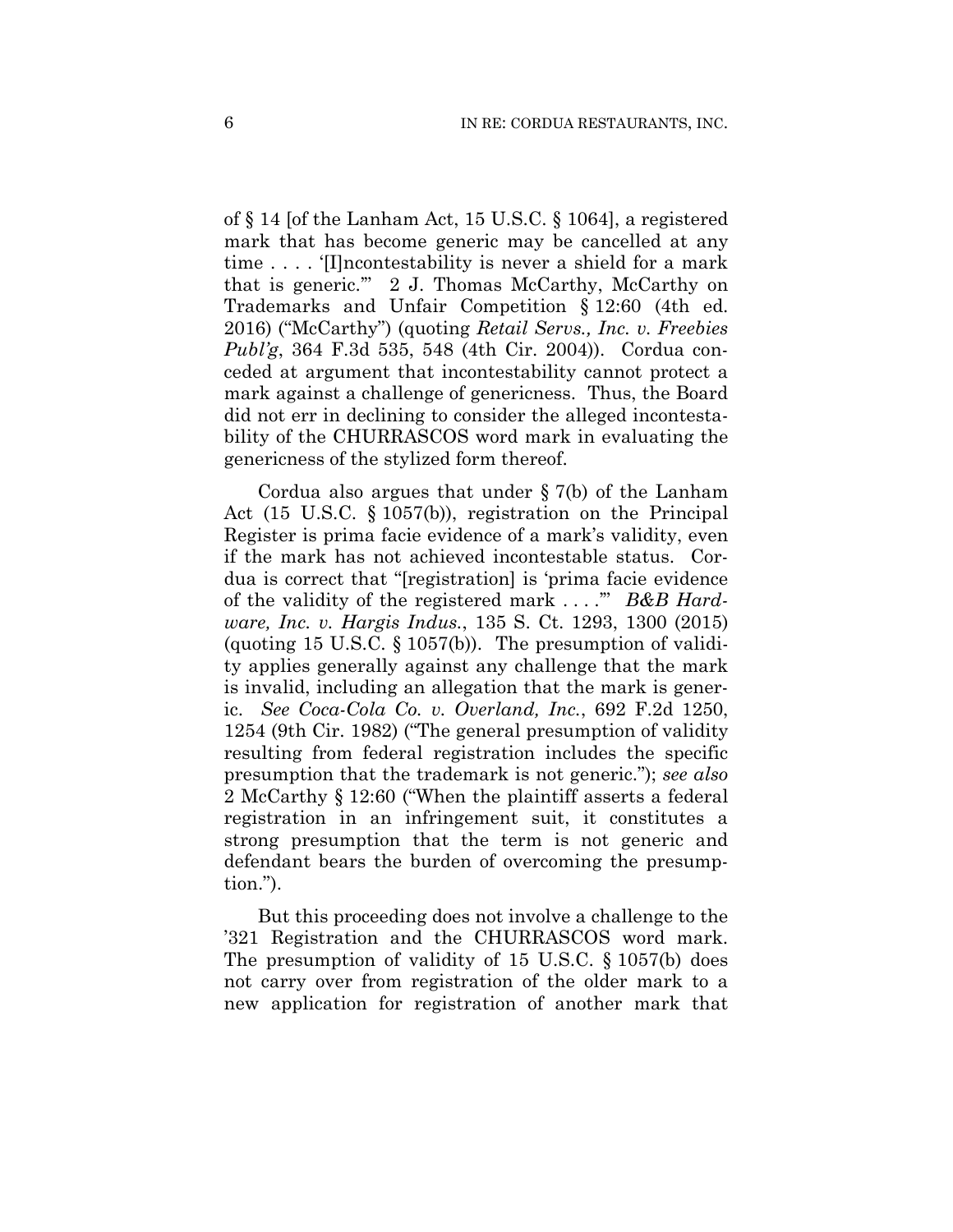of § 14 [of the Lanham Act, 15 U.S.C. § 1064], a registered mark that has become generic may be cancelled at any time . . . . '[I]ncontestability is never a shield for a mark that is generic.'" 2 J. Thomas McCarthy, McCarthy on Trademarks and Unfair Competition § 12:60 (4th ed. 2016) ("McCarthy") (quoting *Retail Servs., Inc. v. Freebies Publ'g*, 364 F.3d 535, 548 (4th Cir. 2004)). Cordua conceded at argument that incontestability cannot protect a mark against a challenge of genericness. Thus, the Board did not err in declining to consider the alleged incontestability of the CHURRASCOS word mark in evaluating the genericness of the stylized form thereof.

Cordua also argues that under § 7(b) of the Lanham Act (15 U.S.C. § 1057(b)), registration on the Principal Register is prima facie evidence of a mark's validity, even if the mark has not achieved incontestable status. Cordua is correct that "[registration] is 'prima facie evidence of the validity of the registered mark . . . .'" *B&B Hardware, Inc. v. Hargis Indus.*, 135 S. Ct. 1293, 1300 (2015) (quoting 15 U.S.C. § 1057(b)). The presumption of validity applies generally against any challenge that the mark is invalid, including an allegation that the mark is generic. *See Coca-Cola Co. v. Overland, Inc.*, 692 F.2d 1250, 1254 (9th Cir. 1982) ("The general presumption of validity resulting from federal registration includes the specific presumption that the trademark is not generic."); *see also* 2 McCarthy § 12:60 ("When the plaintiff asserts a federal registration in an infringement suit, it constitutes a strong presumption that the term is not generic and defendant bears the burden of overcoming the presumption.").

But this proceeding does not involve a challenge to the '321 Registration and the CHURRASCOS word mark. The presumption of validity of 15 U.S.C. § 1057(b) does not carry over from registration of the older mark to a new application for registration of another mark that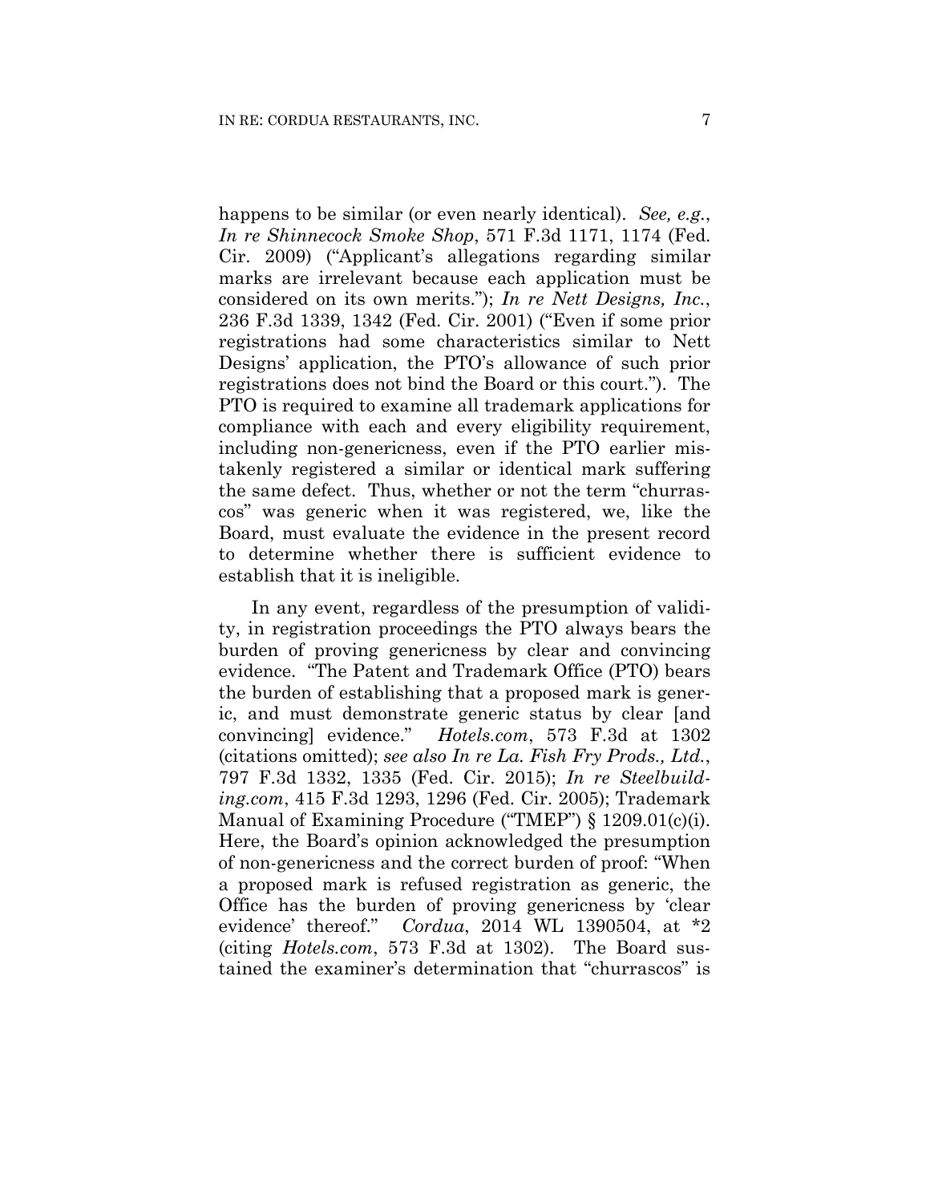happens to be similar (or even nearly identical). *See, e.g.*, *In re Shinnecock Smoke Shop*, 571 F.3d 1171, 1174 (Fed. Cir. 2009) ("Applicant's allegations regarding similar marks are irrelevant because each application must be considered on its own merits."); *In re Nett Designs, Inc.*, 236 F.3d 1339, 1342 (Fed. Cir. 2001) ("Even if some prior registrations had some characteristics similar to Nett Designs' application, the PTO's allowance of such prior registrations does not bind the Board or this court."). The PTO is required to examine all trademark applications for compliance with each and every eligibility requirement, including non-genericness, even if the PTO earlier mistakenly registered a similar or identical mark suffering the same defect. Thus, whether or not the term "churrascos" was generic when it was registered, we, like the Board, must evaluate the evidence in the present record to determine whether there is sufficient evidence to establish that it is ineligible.

In any event, regardless of the presumption of validity, in registration proceedings the PTO always bears the burden of proving genericness by clear and convincing evidence. "The Patent and Trademark Office (PTO) bears the burden of establishing that a proposed mark is generic, and must demonstrate generic status by clear [and convincing] evidence." *Hotels.com*, 573 F.3d at 1302 (citations omitted); *see also In re La. Fish Fry Prods., Ltd.*, 797 F.3d 1332, 1335 (Fed. Cir. 2015); *In re Steelbuilding.com*, 415 F.3d 1293, 1296 (Fed. Cir. 2005); Trademark Manual of Examining Procedure ("TMEP") § 1209.01(c)(i). Here, the Board's opinion acknowledged the presumption of non-genericness and the correct burden of proof: "When a proposed mark is refused registration as generic, the Office has the burden of proving genericness by 'clear evidence' thereof." *Cordua*, 2014 WL 1390504, at *2 (citing *Hotels.com*, 573 F.3d at 1302). The Board sustained the examiner's determination that "churrascos" is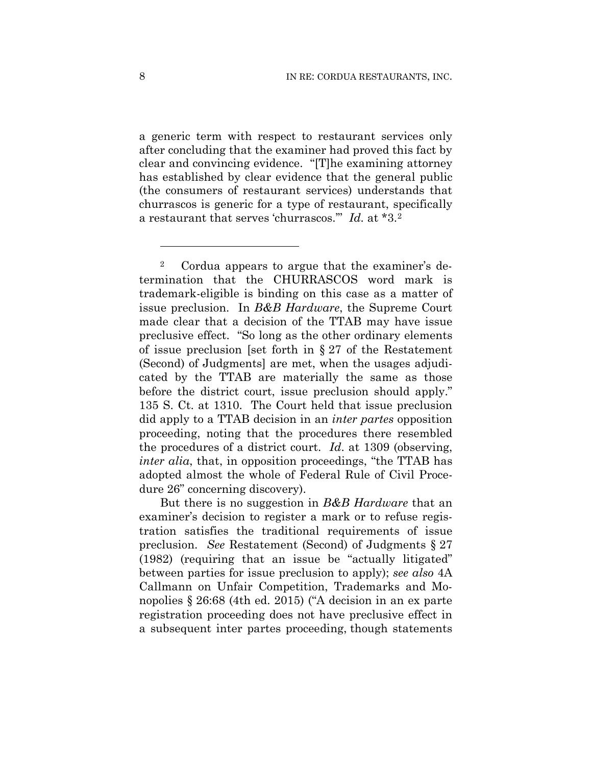a generic term with respect to restaurant services only after concluding that the examiner had proved this fact by clear and convincing evidence. "[T]he examining attorney has established by clear evidence that the general public (the consumers of restaurant services) understands that churrascos is generic for a type of restaurant, specifically a restaurant that serves 'churrascos.'" *Id.* at *3.[2]

---

[2] Cordua appears to argue that the examiner's determination that the CHURRASCOS word mark is trademark-eligible is binding on this case as a matter of issue preclusion. In *B&B Hardware*, the Supreme Court made clear that a decision of the TTAB may have issue preclusive effect. "So long as the other ordinary elements of issue preclusion [set forth in § 27 of the Restatement (Second) of Judgments] are met, when the usages adjudicated by the TTAB are materially the same as those before the district court, issue preclusion should apply." 135 S. Ct. at 1310. The Court held that issue preclusion did apply to a TTAB decision in an *inter partes* opposition proceeding, noting that the procedures there resembled the procedures of a district court. *Id*. at 1309 (observing, *inter alia*, that, in opposition proceedings, "the TTAB has adopted almost the whole of Federal Rule of Civil Procedure 26" concerning discovery).

But there is no suggestion in *B&B Hardware* that an examiner's decision to register a mark or to refuse registration satisfies the traditional requirements of issue preclusion. *See* Restatement (Second) of Judgments § 27 (1982) (requiring that an issue be "actually litigated" between parties for issue preclusion to apply); *see also* 4A Callmann on Unfair Competition, Trademarks and Monopolies § 26:68 (4th ed. 2015) ("A decision in an ex parte registration proceeding does not have preclusive effect in a subsequent inter partes proceeding, though statements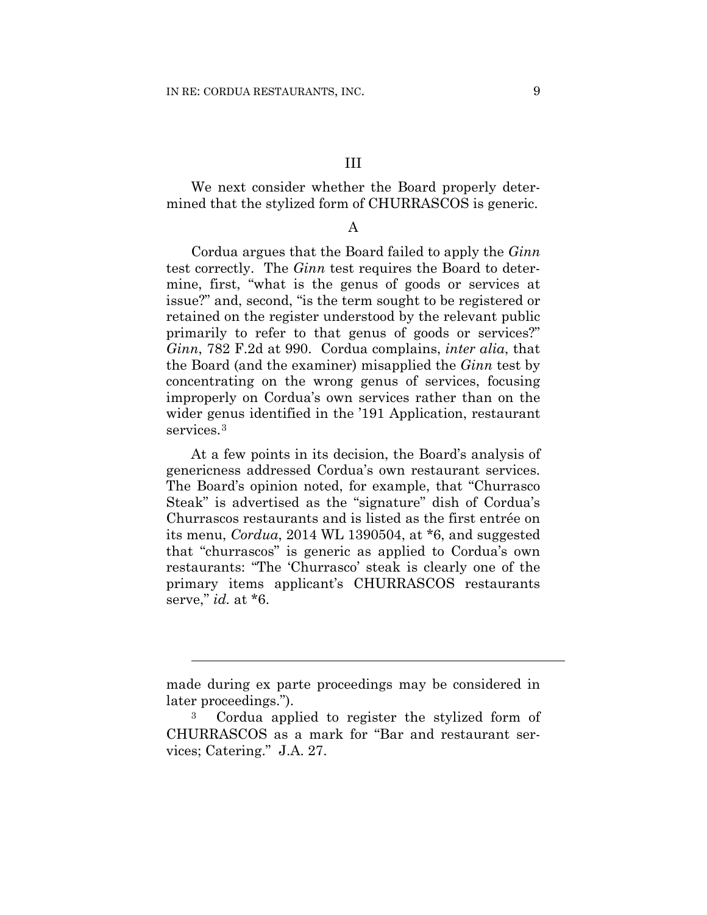## III

We next consider whether the Board properly determined that the stylized form of CHURRASCOS is generic.

### A

Cordua argues that the Board failed to apply the *Ginn* test correctly. The *Ginn* test requires the Board to determine, first, "what is the genus of goods or services at issue?" and, second, "is the term sought to be registered or retained on the register understood by the relevant public primarily to refer to that genus of goods or services?" *Ginn*, 782 F.2d at 990. Cordua complains, *inter alia*, that the Board (and the examiner) misapplied the *Ginn* test by concentrating on the wrong genus of services, focusing improperly on Cordua's own services rather than on the wider genus identified in the '191 Application, restaurant services.[3]

At a few points in its decision, the Board's analysis of genericness addressed Cordua's own restaurant services. The Board's opinion noted, for example, that "Churrasco Steak" is advertised as the "signature" dish of Cordua's Churrascos restaurants and is listed as the first entrée on its menu, *Cordua*, 2014 WL 1390504, at *6, and suggested that "churrascos" is generic as applied to Cordua's own restaurants: "The 'Churrasco' steak is clearly one of the primary items applicant's CHURRASCOS restaurants serve," *id.* at *6.

---

made during ex parte proceedings may be considered in later proceedings.").

[3] Cordua applied to register the stylized form of CHURRASCOS as a mark for "Bar and restaurant services; Catering." J.A. 27.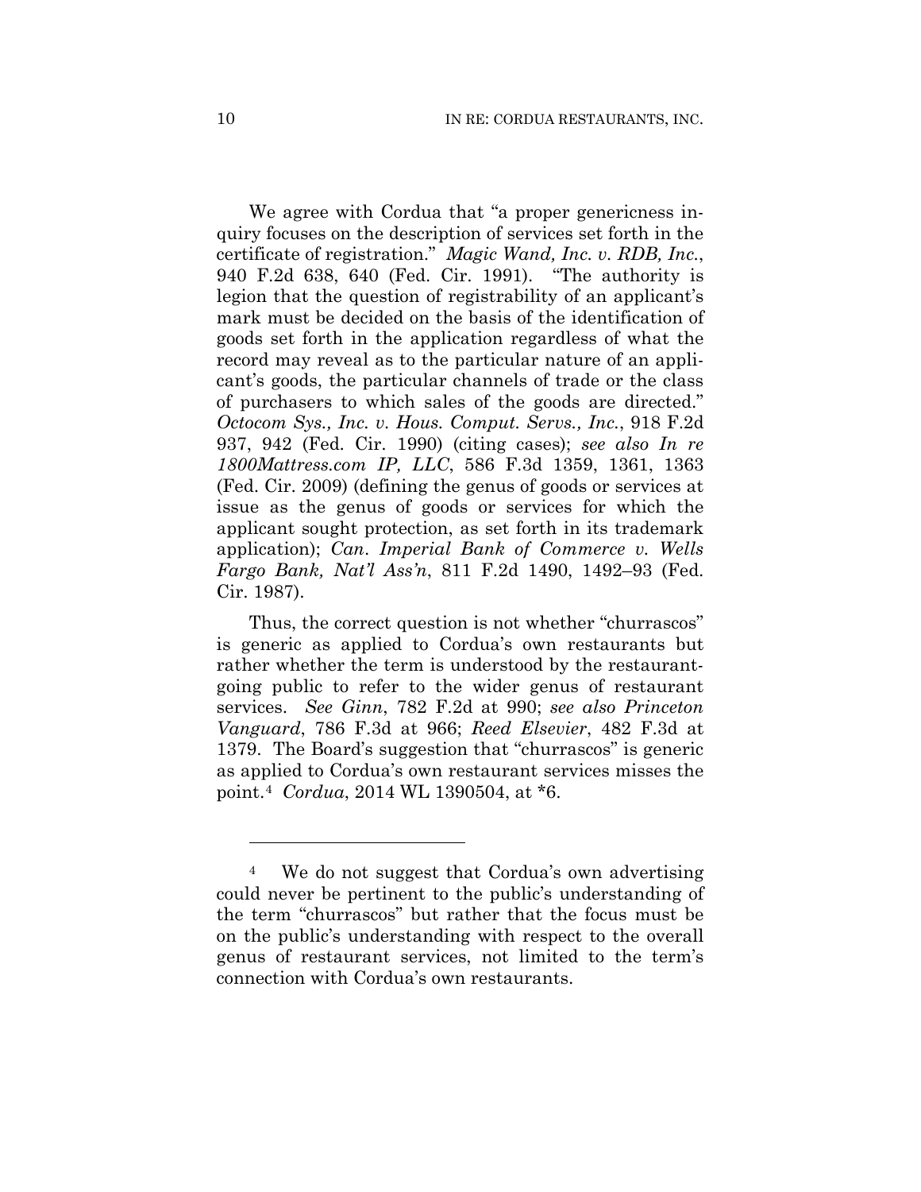We agree with Cordua that "a proper genericness inquiry focuses on the description of services set forth in the certificate of registration." *Magic Wand, Inc. v. RDB, Inc.*, 940 F.2d 638, 640 (Fed. Cir. 1991). "The authority is legion that the question of registrability of an applicant's mark must be decided on the basis of the identification of goods set forth in the application regardless of what the record may reveal as to the particular nature of an applicant's goods, the particular channels of trade or the class of purchasers to which sales of the goods are directed." *Octocom Sys., Inc. v. Hous. Comput. Servs., Inc.*, 918 F.2d 937, 942 (Fed. Cir. 1990) (citing cases); *see also In re 1800Mattress.com IP, LLC*, 586 F.3d 1359, 1361, 1363 (Fed. Cir. 2009) (defining the genus of goods or services at issue as the genus of goods or services for which the applicant sought protection, as set forth in its trademark application); *Can. Imperial Bank of Commerce v. Wells Fargo Bank, Nat'l Ass'n*, 811 F.2d 1490, 1492–93 (Fed. Cir. 1987).

Thus, the correct question is not whether "churrascos" is generic as applied to Cordua's own restaurants but rather whether the term is understood by the restaurant-going public to refer to the wider genus of restaurant services. *See Ginn*, 782 F.2d at 990; *see also Princeton Vanguard*, 786 F.3d at 966; *Reed Elsevier*, 482 F.3d at 1379. The Board's suggestion that "churrascos" is generic as applied to Cordua's own restaurant services misses the point.[4] *Cordua*, 2014 WL 1390504, at *6.

---

[4] We do not suggest that Cordua's own advertising could never be pertinent to the public's understanding of the term "churrascos" but rather that the focus must be on the public's understanding with respect to the overall genus of restaurant services, not limited to the term's connection with Cordua's own restaurants.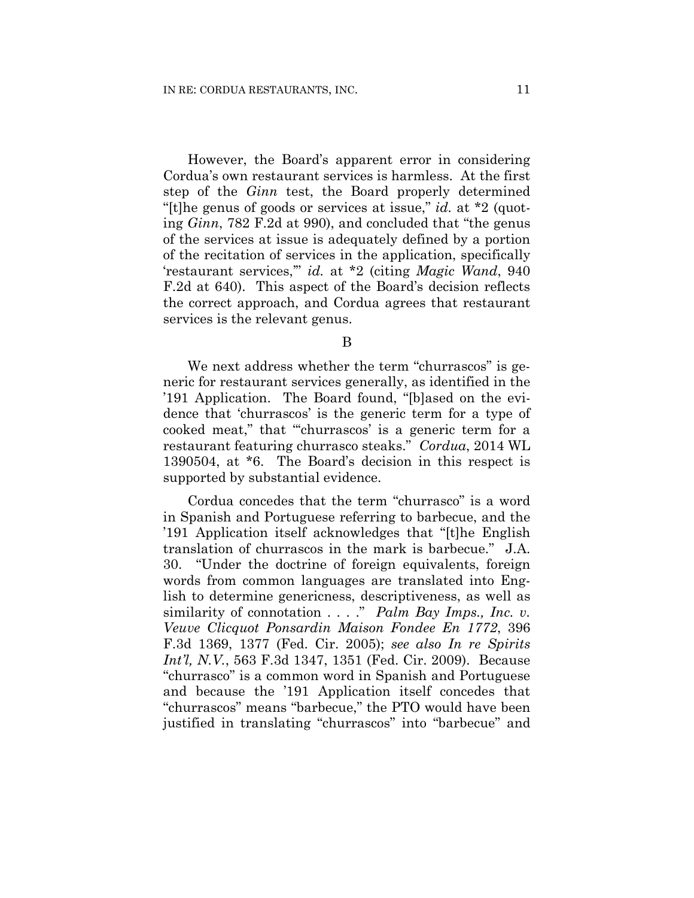However, the Board's apparent error in considering Cordua's own restaurant services is harmless. At the first step of the *Ginn* test, the Board properly determined "[t]he genus of goods or services at issue," *id.* at *2 (quoting *Ginn*, 782 F.2d at 990), and concluded that "the genus of the services at issue is adequately defined by a portion of the recitation of services in the application, specifically 'restaurant services,'" *id.* at *2 (citing *Magic Wand*, 940 F.2d at 640). This aspect of the Board's decision reflects the correct approach, and Cordua agrees that restaurant services is the relevant genus.

B

We next address whether the term "churrascos" is generic for restaurant services generally, as identified in the '191 Application. The Board found, "[b]ased on the evidence that 'churrascos' is the generic term for a type of cooked meat," that "'churrascos' is a generic term for a restaurant featuring churrasco steaks." *Cordua*, 2014 WL 1390504, at *6. The Board's decision in this respect is supported by substantial evidence.

Cordua concedes that the term "churrasco" is a word in Spanish and Portuguese referring to barbecue, and the '191 Application itself acknowledges that "[t]he English translation of churrascos in the mark is barbecue." J.A. 30. "Under the doctrine of foreign equivalents, foreign words from common languages are translated into English to determine genericness, descriptiveness, as well as similarity of connotation . . . ." *Palm Bay Imps., Inc. v. Veuve Clicquot Ponsardin Maison Fondee En 1772*, 396 F.3d 1369, 1377 (Fed. Cir. 2005); *see also In re Spirits Int'l, N.V.*, 563 F.3d 1347, 1351 (Fed. Cir. 2009). Because "churrasco" is a common word in Spanish and Portuguese and because the '191 Application itself concedes that "churrascos" means "barbecue," the PTO would have been justified in translating "churrascos" into "barbecue" and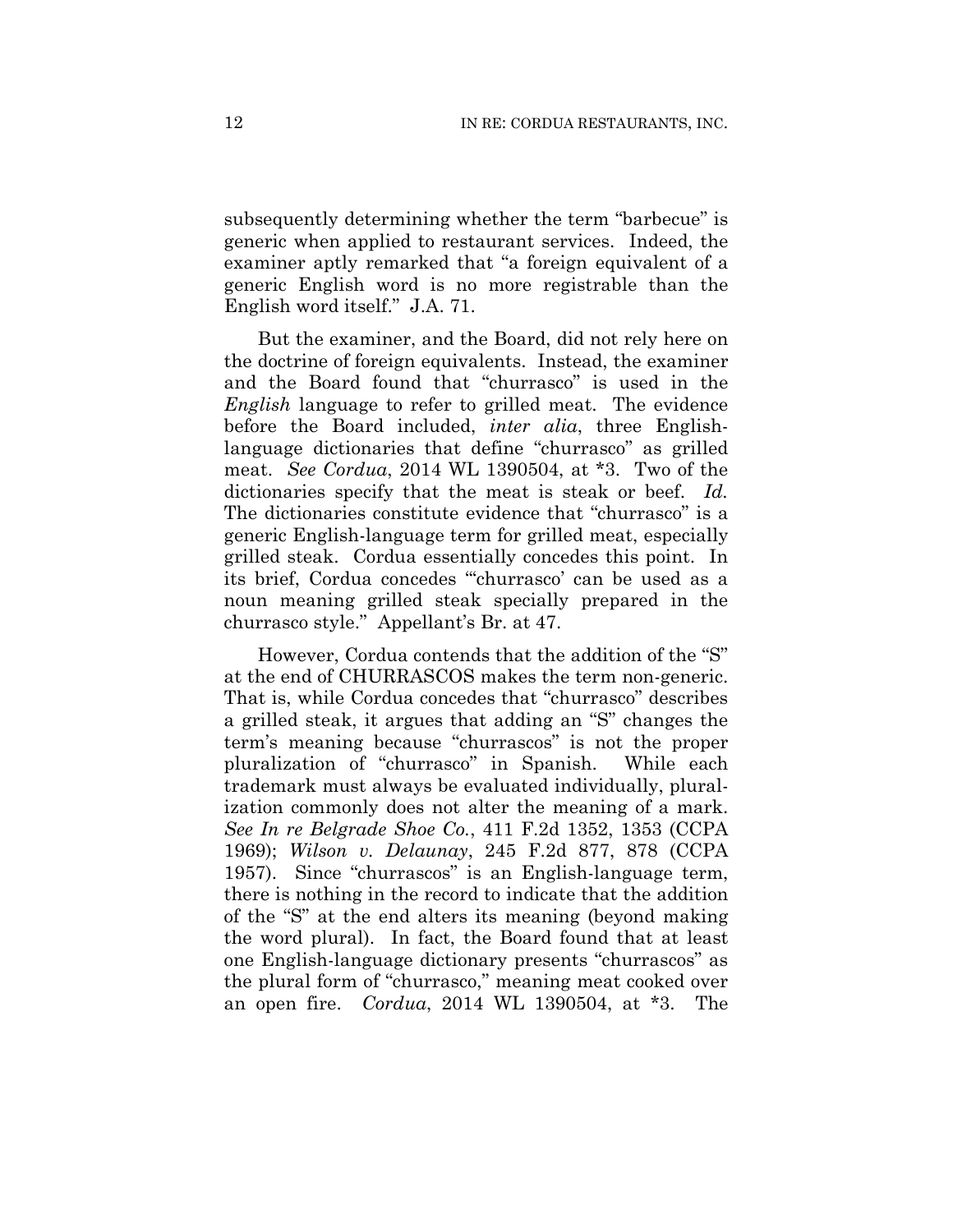subsequently determining whether the term "barbecue" is generic when applied to restaurant services. Indeed, the examiner aptly remarked that "a foreign equivalent of a generic English word is no more registrable than the English word itself." J.A. 71.

But the examiner, and the Board, did not rely here on the doctrine of foreign equivalents. Instead, the examiner and the Board found that "churrasco" is used in the *English* language to refer to grilled meat. The evidence before the Board included, *inter alia*, three English-language dictionaries that define "churrasco" as grilled meat. *See Cordua*, 2014 WL 1390504, at *3. Two of the dictionaries specify that the meat is steak or beef. *Id.* The dictionaries constitute evidence that "churrasco" is a generic English-language term for grilled meat, especially grilled steak. Cordua essentially concedes this point. In its brief, Cordua concedes "'churrasco' can be used as a noun meaning grilled steak specially prepared in the churrasco style." Appellant's Br. at 47.

However, Cordua contends that the addition of the "S" at the end of CHURRASCOS makes the term non-generic. That is, while Cordua concedes that "churrasco" describes a grilled steak, it argues that adding an "S" changes the term's meaning because "churrascos" is not the proper pluralization of "churrasco" in Spanish. While each trademark must always be evaluated individually, pluralization commonly does not alter the meaning of a mark. *See In re Belgrade Shoe Co.*, 411 F.2d 1352, 1353 (CCPA 1969); *Wilson v. Delaunay*, 245 F.2d 877, 878 (CCPA 1957). Since "churrascos" is an English-language term, there is nothing in the record to indicate that the addition of the "S" at the end alters its meaning (beyond making the word plural). In fact, the Board found that at least one English-language dictionary presents "churrascos" as the plural form of "churrasco," meaning meat cooked over an open fire. *Cordua*, 2014 WL 1390504, at *3. The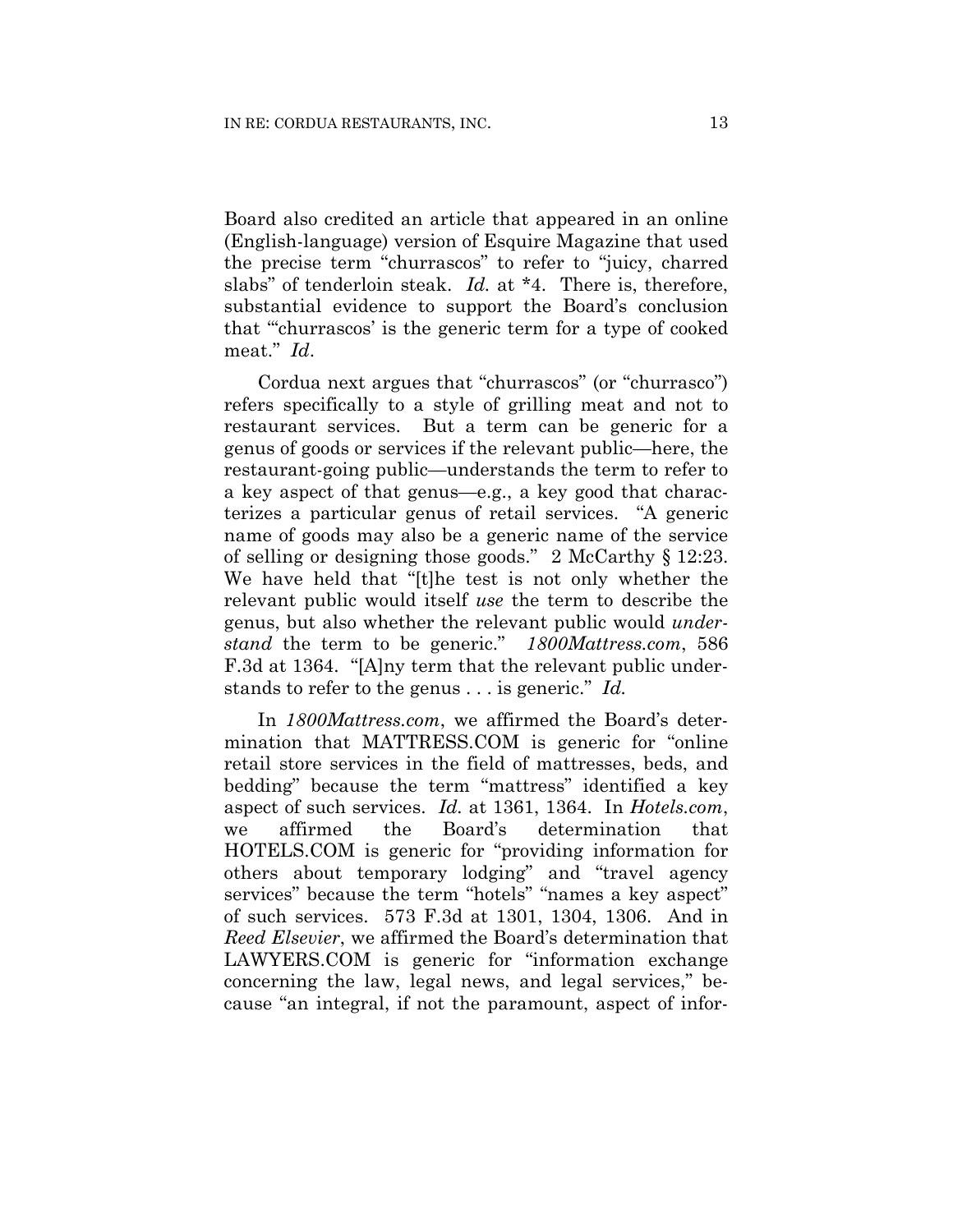Board also credited an article that appeared in an online (English-language) version of Esquire Magazine that used the precise term "churrascos" to refer to "juicy, charred slabs" of tenderloin steak. *Id.* at *4. There is, therefore, substantial evidence to support the Board's conclusion that "'churrascos' is the generic term for a type of cooked meat." *Id*.

Cordua next argues that "churrascos" (or "churrasco") refers specifically to a style of grilling meat and not to restaurant services. But a term can be generic for a genus of goods or services if the relevant public—here, the restaurant-going public—understands the term to refer to a key aspect of that genus—e.g., a key good that characterizes a particular genus of retail services. "A generic name of goods may also be a generic name of the service of selling or designing those goods." 2 McCarthy § 12:23. We have held that "[t]he test is not only whether the relevant public would itself *use* the term to describe the genus, but also whether the relevant public would *understand* the term to be generic." *1800Mattress.com*, 586 F.3d at 1364. "[A]ny term that the relevant public understands to refer to the genus . . . is generic." *Id.*

In *1800Mattress.com*, we affirmed the Board's determination that MATTRESS.COM is generic for "online retail store services in the field of mattresses, beds, and bedding" because the term "mattress" identified a key aspect of such services. *Id.* at 1361, 1364. In *Hotels.com*, we affirmed the Board's determination that HOTELS.COM is generic for "providing information for others about temporary lodging" and "travel agency services" because the term "hotels" "names a key aspect" of such services. 573 F.3d at 1301, 1304, 1306. And in *Reed Elsevier*, we affirmed the Board's determination that LAWYERS.COM is generic for "information exchange concerning the law, legal news, and legal services," because "an integral, if not the paramount, aspect of infor-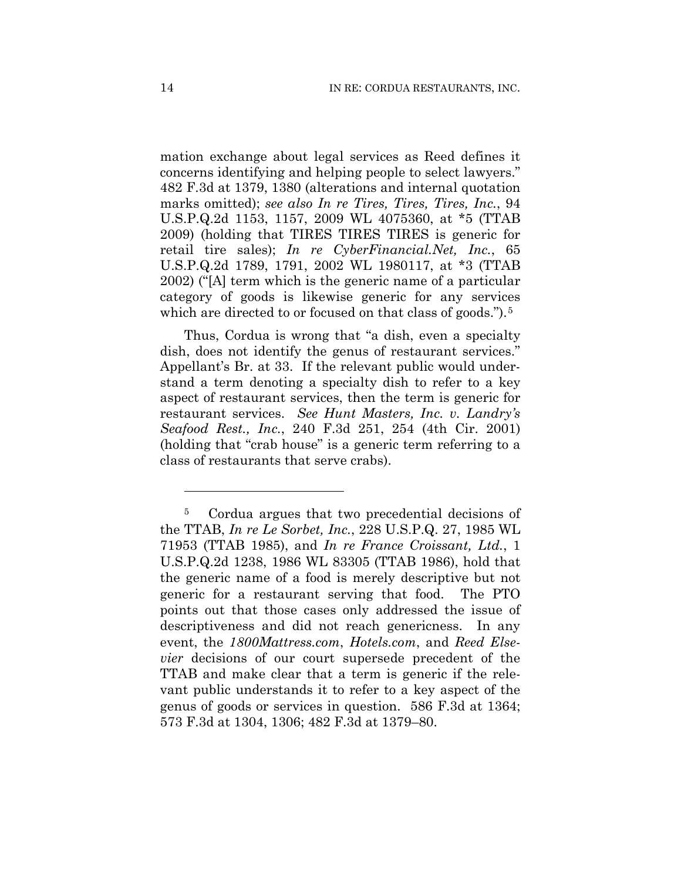mation exchange about legal services as Reed defines it concerns identifying and helping people to select lawyers." 482 F.3d at 1379, 1380 (alterations and internal quotation marks omitted); *see also In re Tires, Tires, Tires, Inc.*, 94 U.S.P.Q.2d 1153, 1157, 2009 WL 4075360, at *5 (TTAB 2009) (holding that TIRES TIRES TIRES is generic for retail tire sales); *In re CyberFinancial.Net, Inc.*, 65 U.S.P.Q.2d 1789, 1791, 2002 WL 1980117, at *3 (TTAB 2002) ("[A] term which is the generic name of a particular category of goods is likewise generic for any services which are directed to or focused on that class of goods.").[5]

Thus, Cordua is wrong that "a dish, even a specialty dish, does not identify the genus of restaurant services." Appellant's Br. at 33. If the relevant public would understand a term denoting a specialty dish to refer to a key aspect of restaurant services, then the term is generic for restaurant services. *See Hunt Masters, Inc. v. Landry's Seafood Rest., Inc.*, 240 F.3d 251, 254 (4th Cir. 2001) (holding that "crab house" is a generic term referring to a class of restaurants that serve crabs).

---

[5] Cordua argues that two precedential decisions of the TTAB, *In re Le Sorbet, Inc.*, 228 U.S.P.Q. 27, 1985 WL 71953 (TTAB 1985), and *In re France Croissant, Ltd.*, 1 U.S.P.Q.2d 1238, 1986 WL 83305 (TTAB 1986), hold that the generic name of a food is merely descriptive but not generic for a restaurant serving that food. The PTO points out that those cases only addressed the issue of descriptiveness and did not reach genericness. In any event, the *1800Mattress.com*, *Hotels.com*, and *Reed Elsevier* decisions of our court supersede precedent of the TTAB and make clear that a term is generic if the relevant public understands it to refer to a key aspect of the genus of goods or services in question. 586 F.3d at 1364; 573 F.3d at 1304, 1306; 482 F.3d at 1379–80.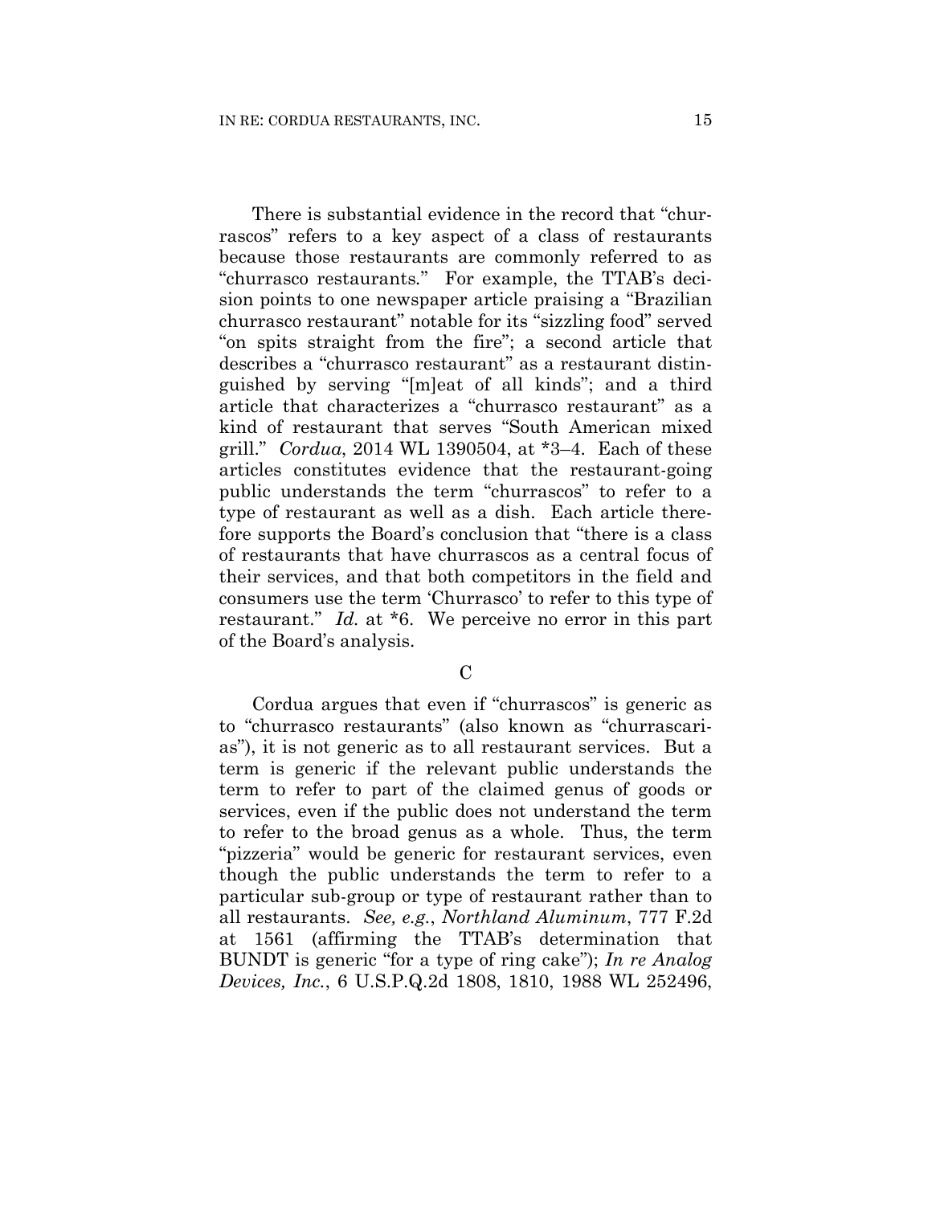There is substantial evidence in the record that "churrascos" refers to a key aspect of a class of restaurants because those restaurants are commonly referred to as "churrasco restaurants." For example, the TTAB's decision points to one newspaper article praising a "Brazilian churrasco restaurant" notable for its "sizzling food" served "on spits straight from the fire"; a second article that describes a "churrasco restaurant" as a restaurant distinguished by serving "[m]eat of all kinds"; and a third article that characterizes a "churrasco restaurant" as a kind of restaurant that serves "South American mixed grill." *Cordua*, 2014 WL 1390504, at *3–4. Each of these articles constitutes evidence that the restaurant-going public understands the term "churrascos" to refer to a type of restaurant as well as a dish. Each article therefore supports the Board's conclusion that "there is a class of restaurants that have churrascos as a central focus of their services, and that both competitors in the field and consumers use the term 'Churrasco' to refer to this type of restaurant." *Id.* at *6. We perceive no error in this part of the Board's analysis.

### C

Cordua argues that even if "churrascos" is generic as to "churrasco restaurants" (also known as "churrascarias"), it is not generic as to all restaurant services. But a term is generic if the relevant public understands the term to refer to part of the claimed genus of goods or services, even if the public does not understand the term to refer to the broad genus as a whole. Thus, the term "pizzeria" would be generic for restaurant services, even though the public understands the term to refer to a particular sub-group or type of restaurant rather than to all restaurants. *See, e.g.*, *Northland Aluminum*, 777 F.2d at 1561 (affirming the TTAB's determination that BUNDT is generic "for a type of ring cake"); *In re Analog Devices, Inc.*, 6 U.S.P.Q.2d 1808, 1810, 1988 WL 252496,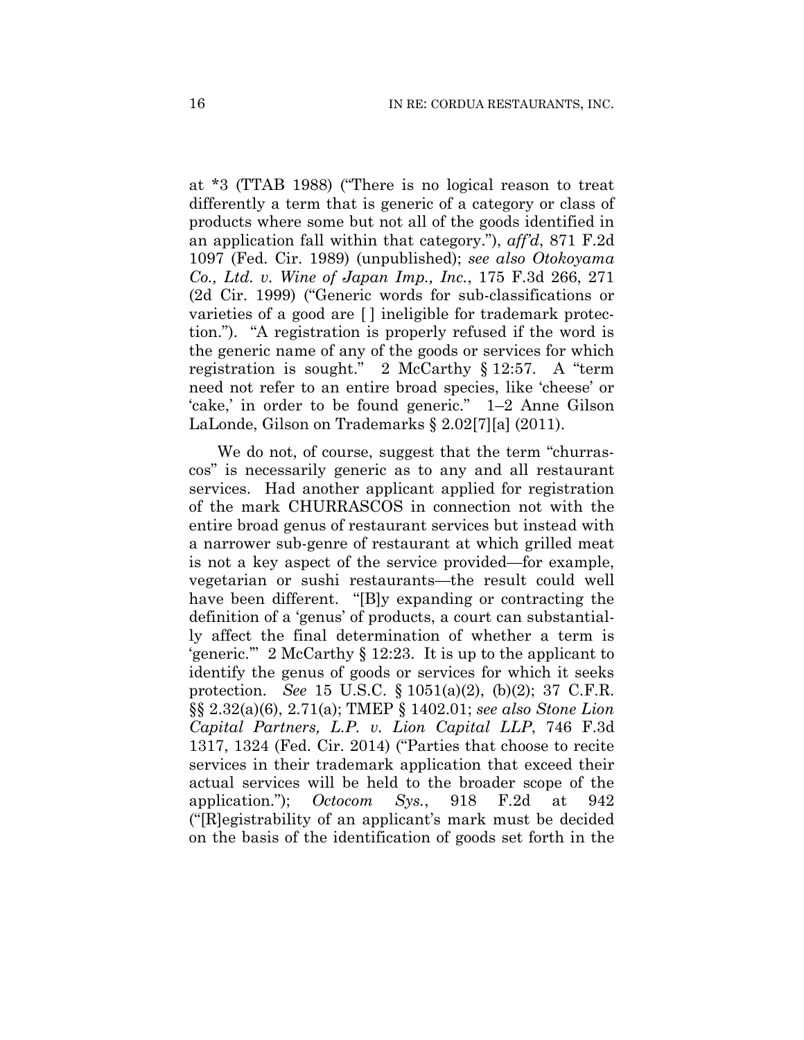at *3 (TTAB 1988) ("There is no logical reason to treat differently a term that is generic of a category or class of products where some but not all of the goods identified in an application fall within that category."), *aff'd*, 871 F.2d 1097 (Fed. Cir. 1989) (unpublished); *see also Otokoyama Co., Ltd. v. Wine of Japan Imp., Inc.*, 175 F.3d 266, 271 (2d Cir. 1999) ("Generic words for sub-classifications or varieties of a good are [ ] ineligible for trademark protection."). "A registration is properly refused if the word is the generic name of any of the goods or services for which registration is sought." 2 McCarthy § 12:57. A "term need not refer to an entire broad species, like 'cheese' or 'cake,' in order to be found generic." 1–2 Anne Gilson LaLonde, Gilson on Trademarks § 2.02[7][a] (2011).

We do not, of course, suggest that the term "churrascos" is necessarily generic as to any and all restaurant services. Had another applicant applied for registration of the mark CHURRASCOS in connection not with the entire broad genus of restaurant services but instead with a narrower sub-genre of restaurant at which grilled meat is not a key aspect of the service provided—for example, vegetarian or sushi restaurants—the result could well have been different. "[B]y expanding or contracting the definition of a 'genus' of products, a court can substantially affect the final determination of whether a term is 'generic.'" 2 McCarthy § 12:23. It is up to the applicant to identify the genus of goods or services for which it seeks protection. *See* 15 U.S.C. § 1051(a)(2), (b)(2); 37 C.F.R. §§ 2.32(a)(6), 2.71(a); TMEP § 1402.01; *see also Stone Lion Capital Partners, L.P. v. Lion Capital LLP*, 746 F.3d 1317, 1324 (Fed. Cir. 2014) ("Parties that choose to recite services in their trademark application that exceed their actual services will be held to the broader scope of the application."); *Octocom Sys.*, 918 F.2d at 942 ("[R]egistrability of an applicant's mark must be decided on the basis of the identification of goods set forth in the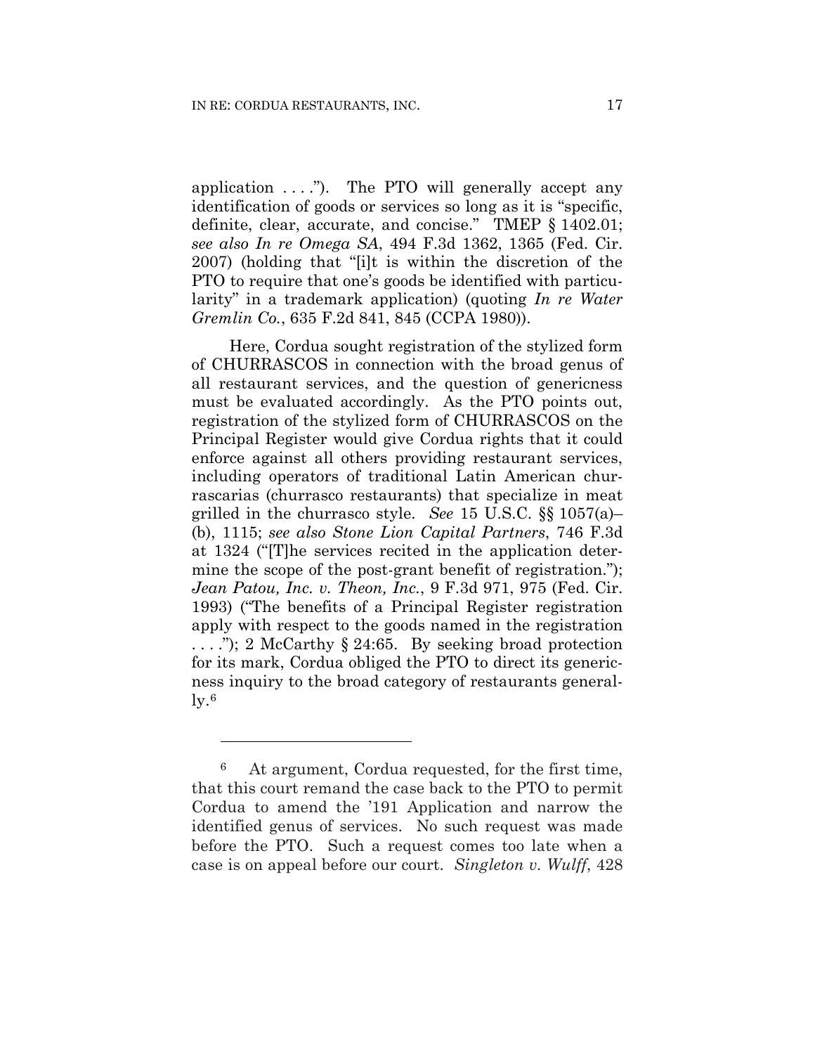application . . . ."). The PTO will generally accept any identification of goods or services so long as it is "specific, definite, clear, accurate, and concise." TMEP § 1402.01; *see also In re Omega SA*, 494 F.3d 1362, 1365 (Fed. Cir. 2007) (holding that "[i]t is within the discretion of the PTO to require that one's goods be identified with particularity" in a trademark application) (quoting *In re Water Gremlin Co.*, 635 F.2d 841, 845 (CCPA 1980)).

Here, Cordua sought registration of the stylized form of CHURRASCOS in connection with the broad genus of all restaurant services, and the question of genericness must be evaluated accordingly. As the PTO points out, registration of the stylized form of CHURRASCOS on the Principal Register would give Cordua rights that it could enforce against all others providing restaurant services, including operators of traditional Latin American churrascarias (churrasco restaurants) that specialize in meat grilled in the churrasco style. *See* 15 U.S.C. §§ 1057(a)–(b), 1115; *see also Stone Lion Capital Partners*, 746 F.3d at 1324 ("[T]he services recited in the application determine the scope of the post-grant benefit of registration."); *Jean Patou, Inc. v. Theon, Inc.*, 9 F.3d 971, 975 (Fed. Cir. 1993) ("The benefits of a Principal Register registration apply with respect to the goods named in the registration . . . ."); 2 McCarthy § 24:65. By seeking broad protection for its mark, Cordua obliged the PTO to direct its genericness inquiry to the broad category of restaurants generally.[6]

---

[6] At argument, Cordua requested, for the first time, that this court remand the case back to the PTO to permit Cordua to amend the '191 Application and narrow the identified genus of services. No such request was made before the PTO. Such a request comes too late when a case is on appeal before our court. *Singleton v. Wulff*, 428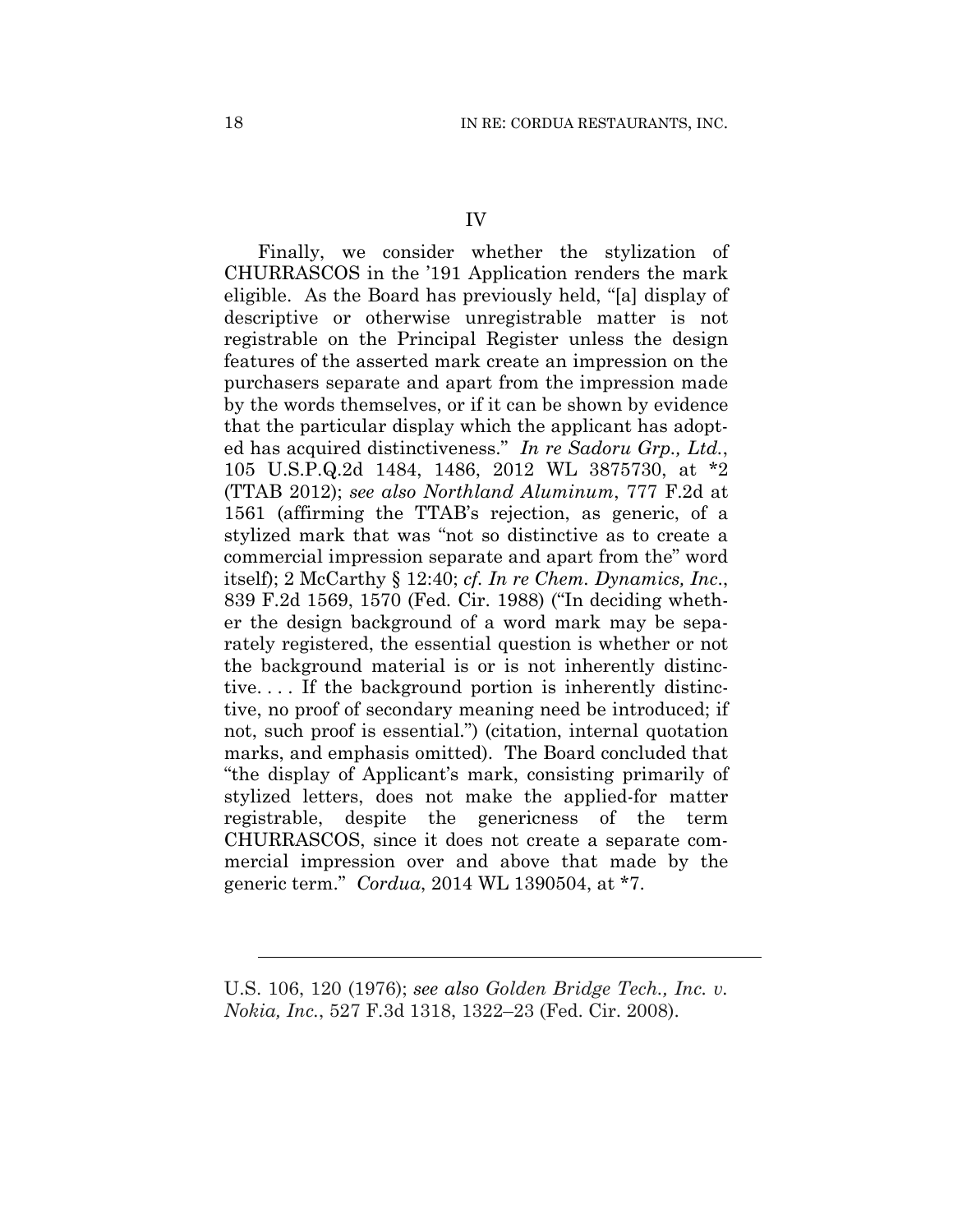## IV

Finally, we consider whether the stylization of CHURRASCOS in the '191 Application renders the mark eligible. As the Board has previously held, "[a] display of descriptive or otherwise unregistrable matter is not registrable on the Principal Register unless the design features of the asserted mark create an impression on the purchasers separate and apart from the impression made by the words themselves, or if it can be shown by evidence that the particular display which the applicant has adopted has acquired distinctiveness." *In re Sadoru Grp., Ltd.*, 105 U.S.P.Q.2d 1484, 1486, 2012 WL 3875730, at *2 (TTAB 2012); *see also Northland Aluminum*, 777 F.2d at 1561 (affirming the TTAB's rejection, as generic, of a stylized mark that was "not so distinctive as to create a commercial impression separate and apart from the" word itself); 2 McCarthy § 12:40; *cf. In re Chem. Dynamics, Inc.*, 839 F.2d 1569, 1570 (Fed. Cir. 1988) ("In deciding whether the design background of a word mark may be separately registered, the essential question is whether or not the background material is or is not inherently distinctive. . . . If the background portion is inherently distinctive, no proof of secondary meaning need be introduced; if not, such proof is essential.") (citation, internal quotation marks, and emphasis omitted). The Board concluded that "the display of Applicant's mark, consisting primarily of stylized letters, does not make the applied-for matter registrable, despite the genericness of the term CHURRASCOS, since it does not create a separate commercial impression over and above that made by the generic term." *Cordua*, 2014 WL 1390504, at *7.

---

U.S. 106, 120 (1976); *see also Golden Bridge Tech., Inc. v. Nokia, Inc.*, 527 F.3d 1318, 1322–23 (Fed. Cir. 2008).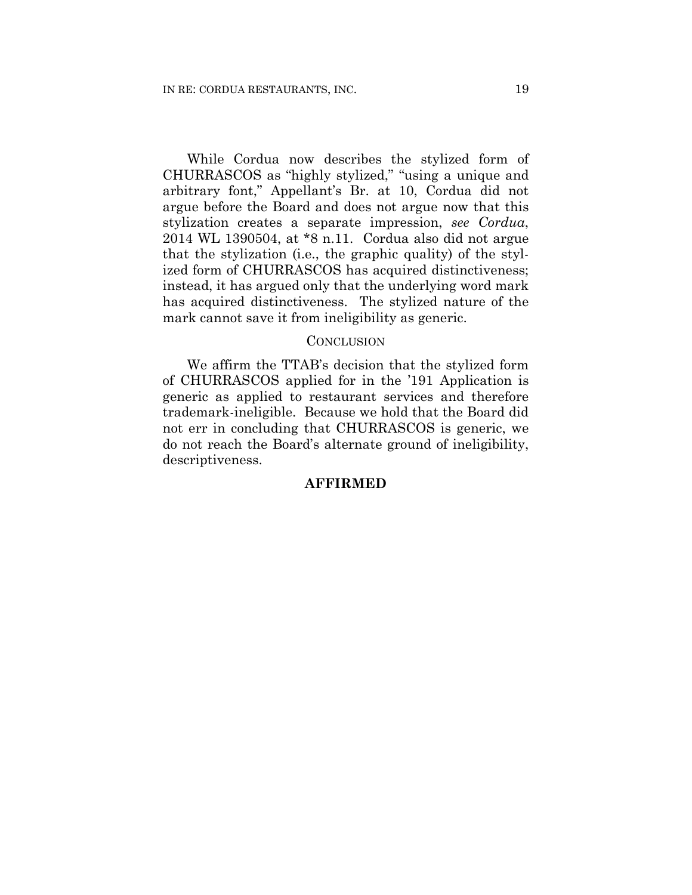While Cordua now describes the stylized form of CHURRASCOS as "highly stylized," "using a unique and arbitrary font," Appellant's Br. at 10, Cordua did not argue before the Board and does not argue now that this stylization creates a separate impression, *see Cordua*, 2014 WL 1390504, at *8 n.11. Cordua also did not argue that the stylization (i.e., the graphic quality) of the stylized form of CHURRASCOS has acquired distinctiveness; instead, it has argued only that the underlying word mark has acquired distinctiveness. The stylized nature of the mark cannot save it from ineligibility as generic.

## CONCLUSION

We affirm the TTAB's decision that the stylized form of CHURRASCOS applied for in the '191 Application is generic as applied to restaurant services and therefore trademark-ineligible. Because we hold that the Board did not err in concluding that CHURRASCOS is generic, we do not reach the Board's alternate ground of ineligibility, descriptiveness.

**AFFIRMED**